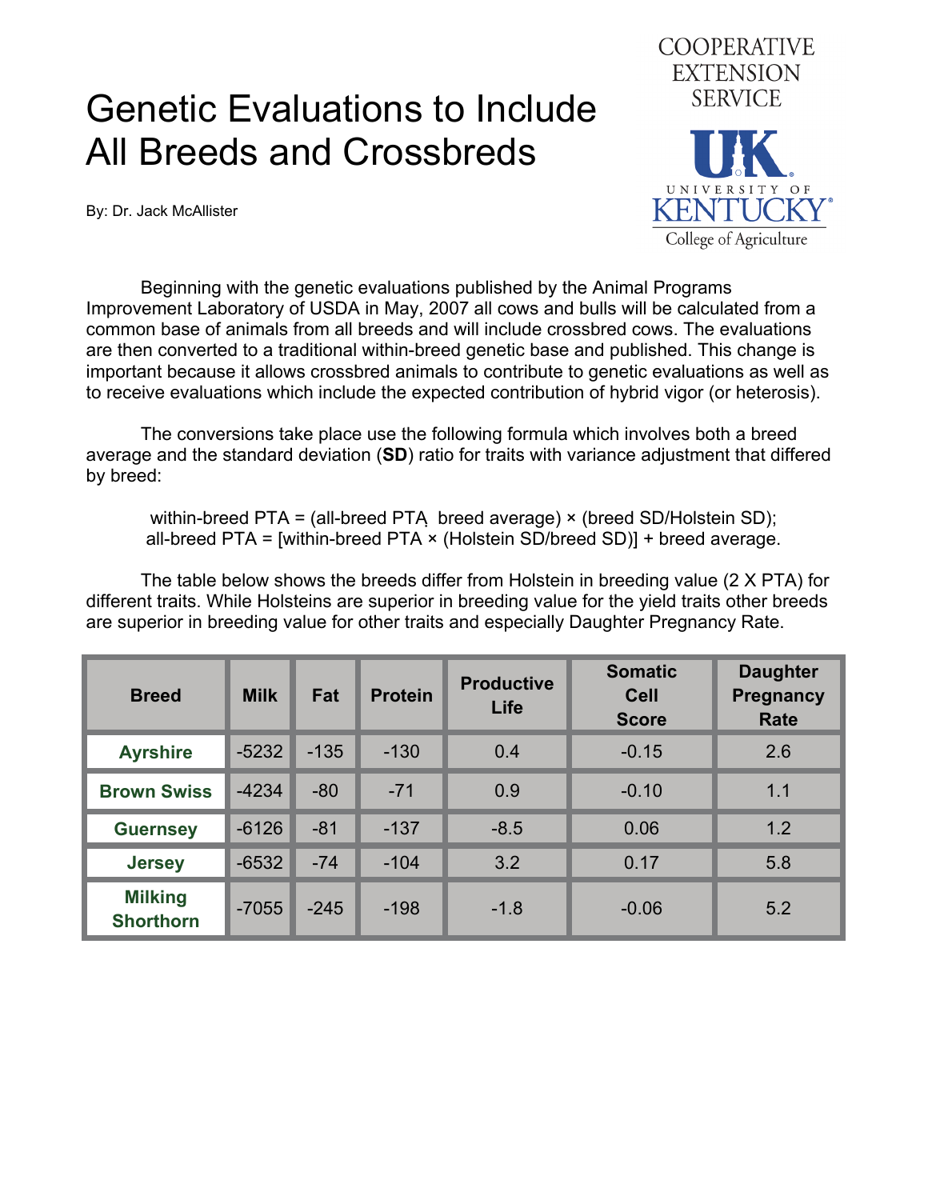# Genetic Evaluations to Include All Breeds and Crossbreds

COOPERATIVE EXTENSION SERVICE

UK UNIVERSITY OF KENTUCKY College of Agriculture

By: Dr. Jack McAllister

Beginning with the genetic evaluations published by the Animal Programs Improvement Laboratory of USDA in May, 2007 all cows and bulls will be calculated from a common base of animals from all breeds and will include crossbred cows. The evaluations are then converted to a traditional within-breed genetic base and published. This change is important because it allows crossbred animals to contribute to genetic evaluations as well as to receive evaluations which include the expected contribution of hybrid vigor (or heterosis).

The conversions take place use the following formula which involves both a breed average and the standard deviation (**SD**) ratio for traits with variance adjustment that differed by breed:

within-breed PTA = (all-breed PTA breed average) × (breed SD/Holstein SD);
all-breed PTA = [within-breed PTA × (Holstein SD/breed SD)] + breed average.

The table below shows the breeds differ from Holstein in breeding value (2 X PTA) for different traits. While Holsteins are superior in breeding value for the yield traits other breeds are superior in breeding value for other traits and especially Daughter Pregnancy Rate.

| Breed | Milk | Fat | Protein | Productive Life | Somatic Cell Score | Daughter Pregnancy Rate |
|---|---|---|---|---|---|---|
| Ayrshire | -5232 | -135 | -130 | 0.4 | -0.15 | 2.6 |
| Brown Swiss | -4234 | -80 | -71 | 0.9 | -0.10 | 1.1 |
| Guernsey | -6126 | -81 | -137 | -8.5 | 0.06 | 1.2 |
| Jersey | -6532 | -74 | -104 | 3.2 | 0.17 | 5.8 |
| Milking Shorthorn | -7055 | -245 | -198 | -1.8 | -0.06 | 5.2 |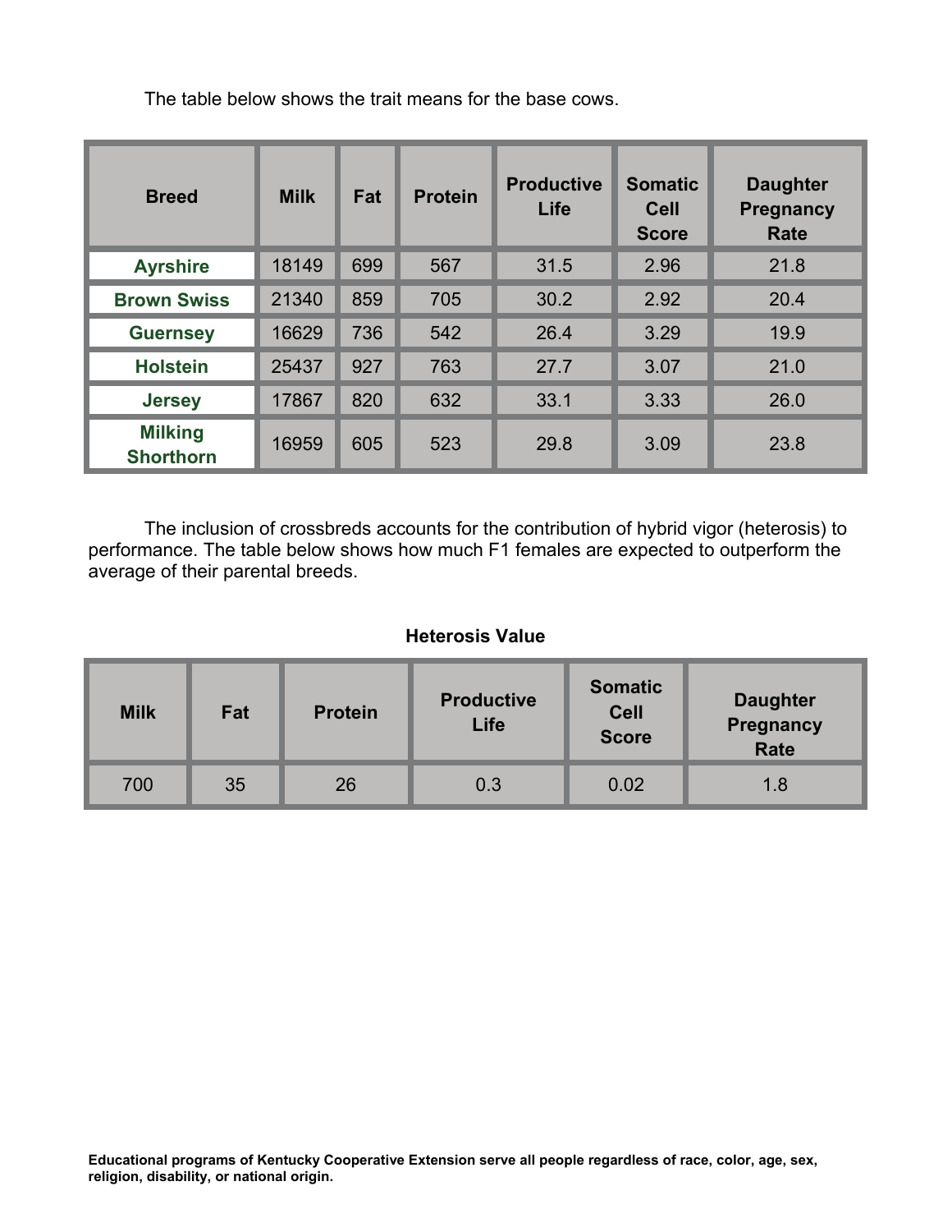The table below shows the trait means for the base cows.

| Breed | Milk | Fat | Protein | Productive Life | Somatic Cell Score | Daughter Pregnancy Rate |
|---|---|---|---|---|---|---|
| Ayrshire | 18149 | 699 | 567 | 31.5 | 2.96 | 21.8 |
| Brown Swiss | 21340 | 859 | 705 | 30.2 | 2.92 | 20.4 |
| Guernsey | 16629 | 736 | 542 | 26.4 | 3.29 | 19.9 |
| Holstein | 25437 | 927 | 763 | 27.7 | 3.07 | 21.0 |
| Jersey | 17867 | 820 | 632 | 33.1 | 3.33 | 26.0 |
| Milking Shorthorn | 16959 | 605 | 523 | 29.8 | 3.09 | 23.8 |

The inclusion of crossbreds accounts for the contribution of hybrid vigor (heterosis) to performance. The table below shows how much F1 females are expected to outperform the average of their parental breeds.

**Heterosis Value**

| Milk | Fat | Protein | Productive Life | Somatic Cell Score | Daughter Pregnancy Rate |
|---|---|---|---|---|---|
| 700 | 35 | 26 | 0.3 | 0.02 | 1.8 |

**Educational programs of Kentucky Cooperative Extension serve all people regardless of race, color, age, sex, religion, disability, or national origin.**